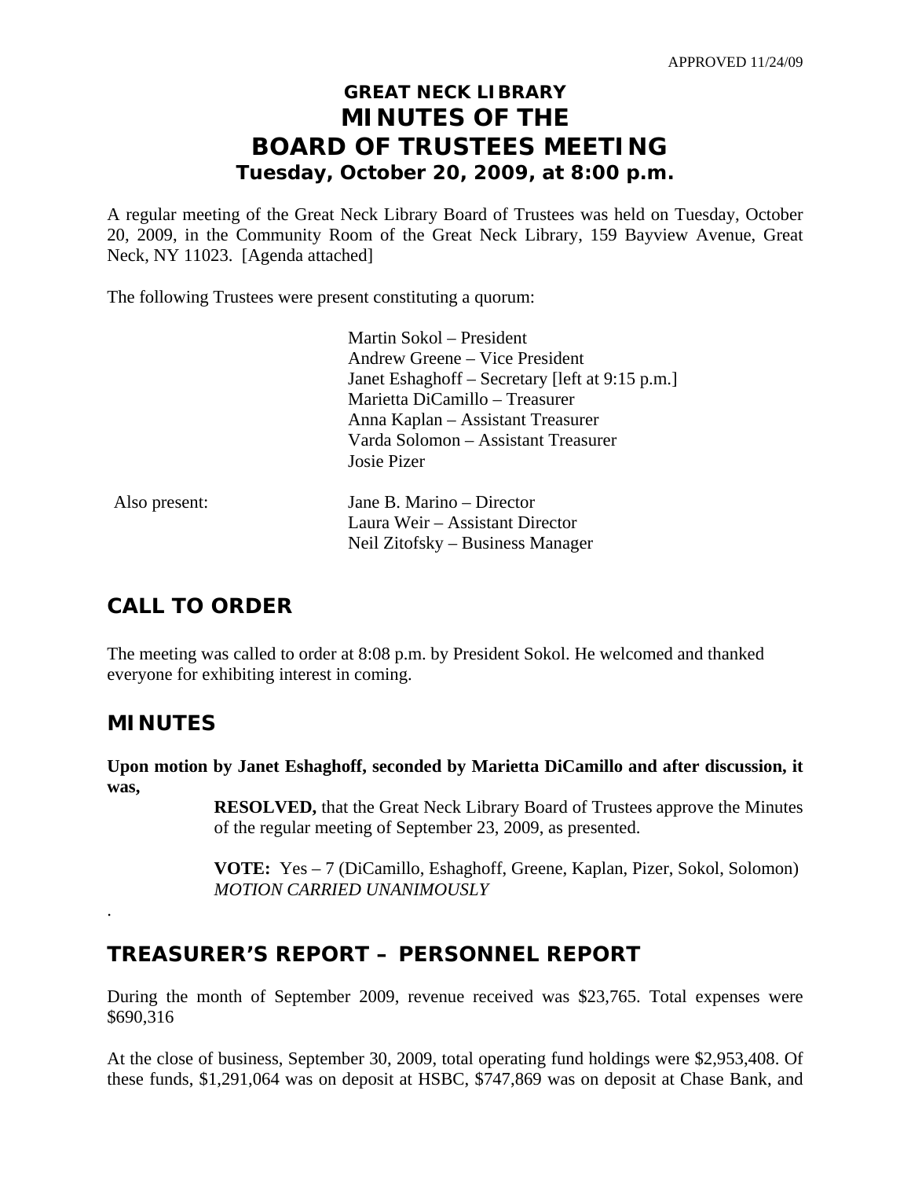APPROVED 11/24/09

# GREAT NECK LIBRARY
# MINUTES OF THE
# BOARD OF TRUSTEES MEETING
### Tuesday, October 20, 2009, at 8:00 p.m.

A regular meeting of the Great Neck Library Board of Trustees was held on Tuesday, October 20, 2009, in the Community Room of the Great Neck Library, 159 Bayview Avenue, Great Neck, NY 11023. [Agenda attached]

The following Trustees were present constituting a quorum:

Martin Sokol – President
Andrew Greene – Vice President
Janet Eshaghoff – Secretary [left at 9:15 p.m.]
Marietta DiCamillo – Treasurer
Anna Kaplan – Assistant Treasurer
Varda Solomon – Assistant Treasurer
Josie Pizer

Also present:

Jane B. Marino – Director
Laura Weir – Assistant Director
Neil Zitofsky – Business Manager

## CALL TO ORDER

The meeting was called to order at 8:08 p.m. by President Sokol. He welcomed and thanked everyone for exhibiting interest in coming.

## MINUTES

**Upon motion by Janet Eshaghoff, seconded by Marietta DiCamillo and after discussion, it was,**

**RESOLVED,** that the Great Neck Library Board of Trustees approve the Minutes of the regular meeting of September 23, 2009, as presented.

**VOTE:** Yes – 7 (DiCamillo, Eshaghoff, Greene, Kaplan, Pizer, Sokol, Solomon)
*MOTION CARRIED UNANIMOUSLY*

.

## TREASURER'S REPORT – PERSONNEL REPORT

During the month of September 2009, revenue received was $23,765. Total expenses were $690,316

At the close of business, September 30, 2009, total operating fund holdings were $2,953,408. Of these funds, $1,291,064 was on deposit at HSBC, $747,869 was on deposit at Chase Bank, and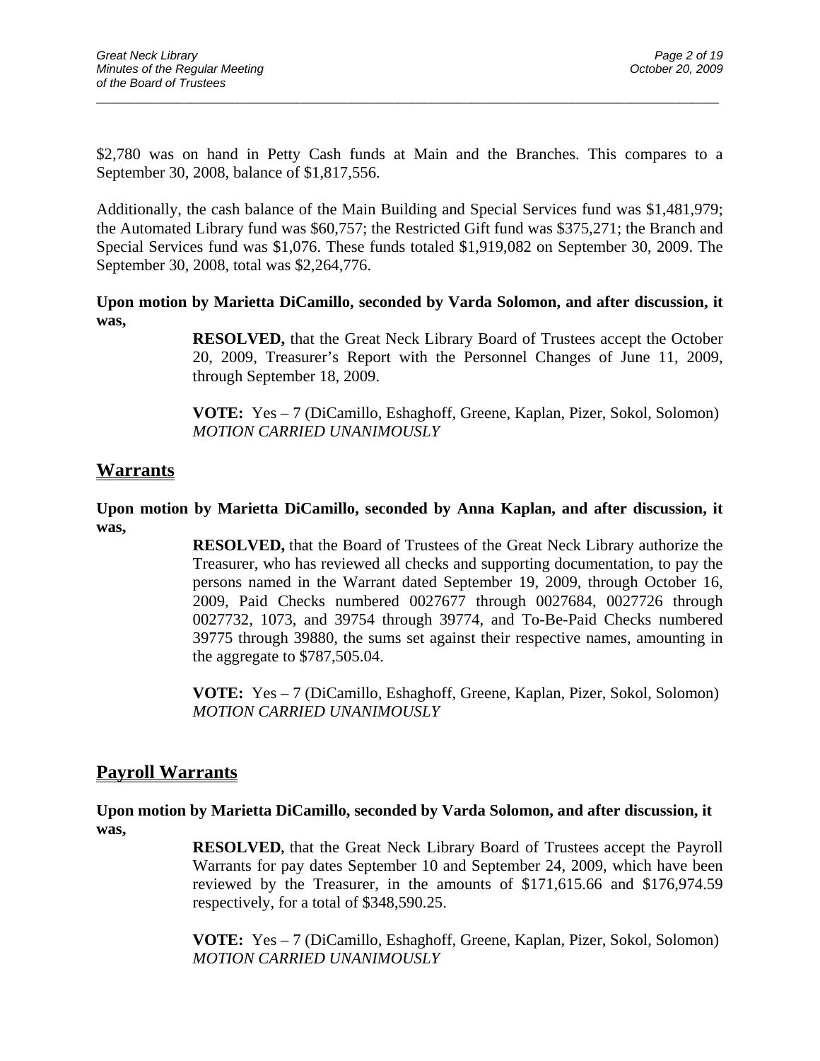$2,780 was on hand in Petty Cash funds at Main and the Branches. This compares to a September 30, 2008, balance of $1,817,556.

Additionally, the cash balance of the Main Building and Special Services fund was $1,481,979; the Automated Library fund was $60,757; the Restricted Gift fund was $375,271; the Branch and Special Services fund was $1,076. These funds totaled $1,919,082 on September 30, 2009. The September 30, 2008, total was $2,264,776.

**Upon motion by Marietta DiCamillo, seconded by Varda Solomon, and after discussion, it was,**

> **RESOLVED,** that the Great Neck Library Board of Trustees accept the October 20, 2009, Treasurer's Report with the Personnel Changes of June 11, 2009, through September 18, 2009.
>
> **VOTE:** Yes – 7 (DiCamillo, Eshaghoff, Greene, Kaplan, Pizer, Sokol, Solomon)
> *MOTION CARRIED UNANIMOUSLY*

## Warrants

**Upon motion by Marietta DiCamillo, seconded by Anna Kaplan, and after discussion, it was,**

> **RESOLVED,** that the Board of Trustees of the Great Neck Library authorize the Treasurer, who has reviewed all checks and supporting documentation, to pay the persons named in the Warrant dated September 19, 2009, through October 16, 2009, Paid Checks numbered 0027677 through 0027684, 0027726 through 0027732, 1073, and 39754 through 39774, and To-Be-Paid Checks numbered 39775 through 39880, the sums set against their respective names, amounting in the aggregate to $787,505.04.
>
> **VOTE:** Yes – 7 (DiCamillo, Eshaghoff, Greene, Kaplan, Pizer, Sokol, Solomon)
> *MOTION CARRIED UNANIMOUSLY*

## Payroll Warrants

**Upon motion by Marietta DiCamillo, seconded by Varda Solomon, and after discussion, it was,**

> **RESOLVED**, that the Great Neck Library Board of Trustees accept the Payroll Warrants for pay dates September 10 and September 24, 2009, which have been reviewed by the Treasurer, in the amounts of $171,615.66 and $176,974.59 respectively, for a total of $348,590.25.
>
> **VOTE:** Yes – 7 (DiCamillo, Eshaghoff, Greene, Kaplan, Pizer, Sokol, Solomon)
> *MOTION CARRIED UNANIMOUSLY*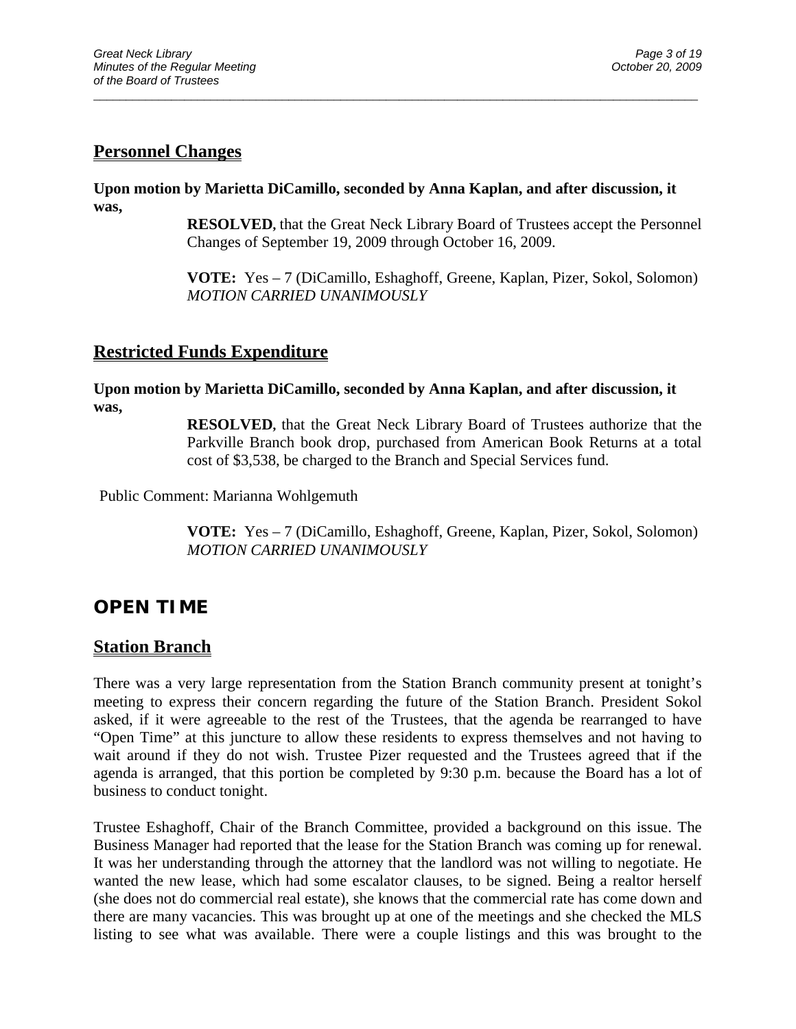## Personnel Changes

**Upon motion by Marietta DiCamillo, seconded by Anna Kaplan, and after discussion, it was,**

**RESOLVED**, that the Great Neck Library Board of Trustees accept the Personnel Changes of September 19, 2009 through October 16, 2009.

**VOTE:** Yes – 7 (DiCamillo, Eshaghoff, Greene, Kaplan, Pizer, Sokol, Solomon) *MOTION CARRIED UNANIMOUSLY*

## Restricted Funds Expenditure

**Upon motion by Marietta DiCamillo, seconded by Anna Kaplan, and after discussion, it was,**

**RESOLVED**, that the Great Neck Library Board of Trustees authorize that the Parkville Branch book drop, purchased from American Book Returns at a total cost of $3,538, be charged to the Branch and Special Services fund.

Public Comment: Marianna Wohlgemuth

**VOTE:** Yes – 7 (DiCamillo, Eshaghoff, Greene, Kaplan, Pizer, Sokol, Solomon) *MOTION CARRIED UNANIMOUSLY*

# OPEN TIME

## Station Branch

There was a very large representation from the Station Branch community present at tonight's meeting to express their concern regarding the future of the Station Branch. President Sokol asked, if it were agreeable to the rest of the Trustees, that the agenda be rearranged to have "Open Time" at this juncture to allow these residents to express themselves and not having to wait around if they do not wish. Trustee Pizer requested and the Trustees agreed that if the agenda is arranged, that this portion be completed by 9:30 p.m. because the Board has a lot of business to conduct tonight.

Trustee Eshaghoff, Chair of the Branch Committee, provided a background on this issue. The Business Manager had reported that the lease for the Station Branch was coming up for renewal. It was her understanding through the attorney that the landlord was not willing to negotiate. He wanted the new lease, which had some escalator clauses, to be signed. Being a realtor herself (she does not do commercial real estate), she knows that the commercial rate has come down and there are many vacancies. This was brought up at one of the meetings and she checked the MLS listing to see what was available. There were a couple listings and this was brought to the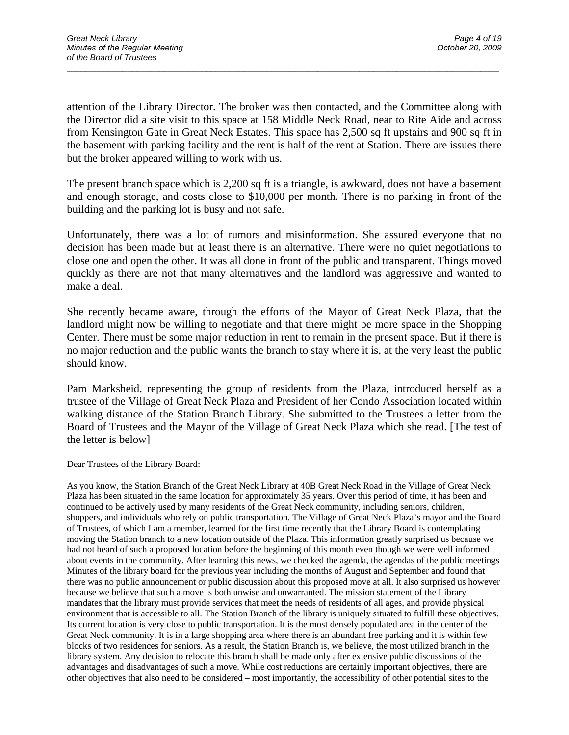attention of the Library Director. The broker was then contacted, and the Committee along with the Director did a site visit to this space at 158 Middle Neck Road, near to Rite Aide and across from Kensington Gate in Great Neck Estates. This space has 2,500 sq ft upstairs and 900 sq ft in the basement with parking facility and the rent is half of the rent at Station. There are issues there but the broker appeared willing to work with us.

The present branch space which is 2,200 sq ft is a triangle, is awkward, does not have a basement and enough storage, and costs close to $10,000 per month. There is no parking in front of the building and the parking lot is busy and not safe.

Unfortunately, there was a lot of rumors and misinformation. She assured everyone that no decision has been made but at least there is an alternative. There were no quiet negotiations to close one and open the other. It was all done in front of the public and transparent. Things moved quickly as there are not that many alternatives and the landlord was aggressive and wanted to make a deal.

She recently became aware, through the efforts of the Mayor of Great Neck Plaza, that the landlord might now be willing to negotiate and that there might be more space in the Shopping Center. There must be some major reduction in rent to remain in the present space. But if there is no major reduction and the public wants the branch to stay where it is, at the very least the public should know.

Pam Marksheid, representing the group of residents from the Plaza, introduced herself as a trustee of the Village of Great Neck Plaza and President of her Condo Association located within walking distance of the Station Branch Library. She submitted to the Trustees a letter from the Board of Trustees and the Mayor of the Village of Great Neck Plaza which she read. [The test of the letter is below]

Dear Trustees of the Library Board:

As you know, the Station Branch of the Great Neck Library at 40B Great Neck Road in the Village of Great Neck Plaza has been situated in the same location for approximately 35 years. Over this period of time, it has been and continued to be actively used by many residents of the Great Neck community, including seniors, children, shoppers, and individuals who rely on public transportation. The Village of Great Neck Plaza's mayor and the Board of Trustees, of which I am a member, learned for the first time recently that the Library Board is contemplating moving the Station branch to a new location outside of the Plaza. This information greatly surprised us because we had not heard of such a proposed location before the beginning of this month even though we were well informed about events in the community. After learning this news, we checked the agenda, the agendas of the public meetings Minutes of the library board for the previous year including the months of August and September and found that there was no public announcement or public discussion about this proposed move at all. It also surprised us however because we believe that such a move is both unwise and unwarranted. The mission statement of the Library mandates that the library must provide services that meet the needs of residents of all ages, and provide physical environment that is accessible to all. The Station Branch of the library is uniquely situated to fulfill these objectives. Its current location is very close to public transportation. It is the most densely populated area in the center of the Great Neck community. It is in a large shopping area where there is an abundant free parking and it is within few blocks of two residences for seniors. As a result, the Station Branch is, we believe, the most utilized branch in the library system. Any decision to relocate this branch shall be made only after extensive public discussions of the advantages and disadvantages of such a move. While cost reductions are certainly important objectives, there are other objectives that also need to be considered – most importantly, the accessibility of other potential sites to the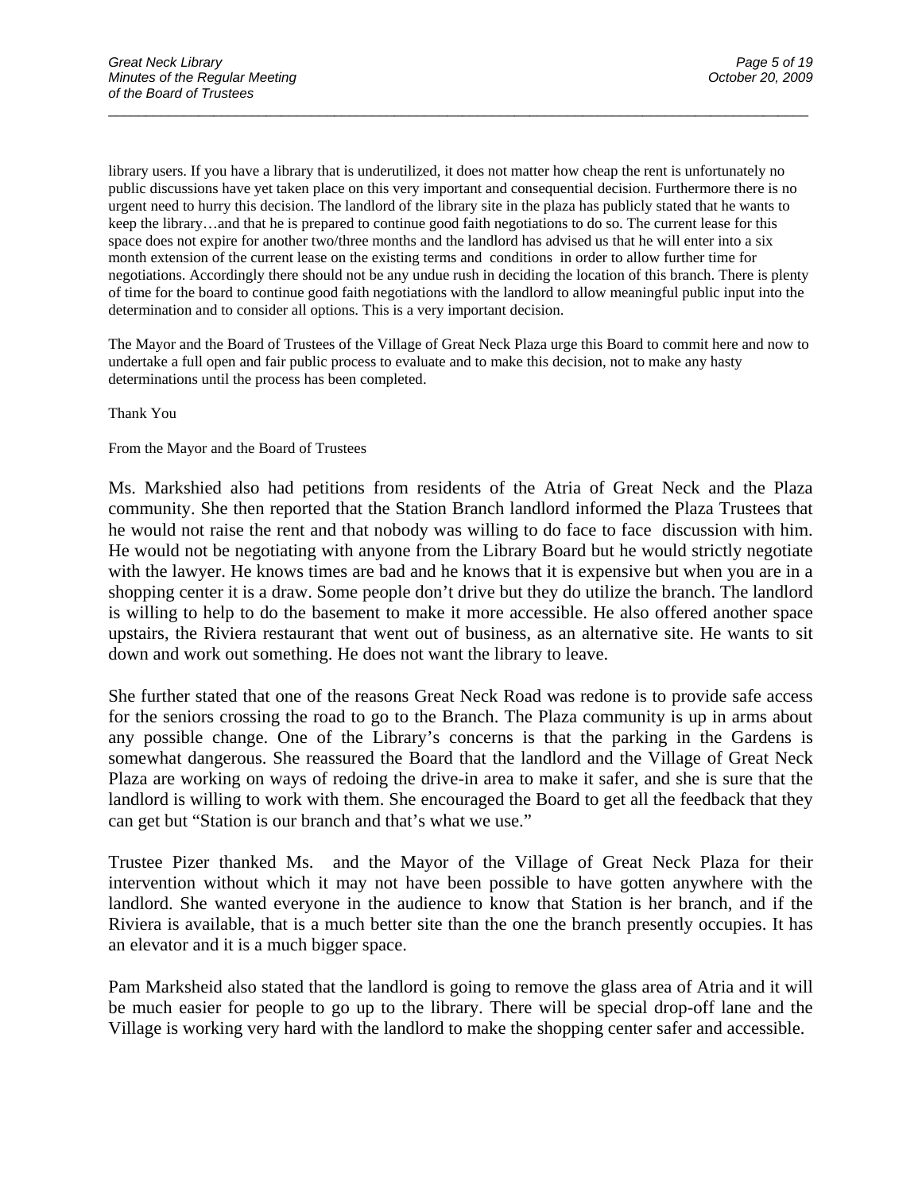library users. If you have a library that is underutilized, it does not matter how cheap the rent is unfortunately no public discussions have yet taken place on this very important and consequential decision. Furthermore there is no urgent need to hurry this decision. The landlord of the library site in the plaza has publicly stated that he wants to keep the library…and that he is prepared to continue good faith negotiations to do so. The current lease for this space does not expire for another two/three months and the landlord has advised us that he will enter into a six month extension of the current lease on the existing terms and conditions in order to allow further time for negotiations. Accordingly there should not be any undue rush in deciding the location of this branch. There is plenty of time for the board to continue good faith negotiations with the landlord to allow meaningful public input into the determination and to consider all options. This is a very important decision.

The Mayor and the Board of Trustees of the Village of Great Neck Plaza urge this Board to commit here and now to undertake a full open and fair public process to evaluate and to make this decision, not to make any hasty determinations until the process has been completed.

Thank You

From the Mayor and the Board of Trustees

Ms. Markshied also had petitions from residents of the Atria of Great Neck and the Plaza community. She then reported that the Station Branch landlord informed the Plaza Trustees that he would not raise the rent and that nobody was willing to do face to face discussion with him. He would not be negotiating with anyone from the Library Board but he would strictly negotiate with the lawyer. He knows times are bad and he knows that it is expensive but when you are in a shopping center it is a draw. Some people don't drive but they do utilize the branch. The landlord is willing to help to do the basement to make it more accessible. He also offered another space upstairs, the Riviera restaurant that went out of business, as an alternative site. He wants to sit down and work out something. He does not want the library to leave.

She further stated that one of the reasons Great Neck Road was redone is to provide safe access for the seniors crossing the road to go to the Branch. The Plaza community is up in arms about any possible change. One of the Library's concerns is that the parking in the Gardens is somewhat dangerous. She reassured the Board that the landlord and the Village of Great Neck Plaza are working on ways of redoing the drive-in area to make it safer, and she is sure that the landlord is willing to work with them. She encouraged the Board to get all the feedback that they can get but "Station is our branch and that's what we use."

Trustee Pizer thanked Ms. and the Mayor of the Village of Great Neck Plaza for their intervention without which it may not have been possible to have gotten anywhere with the landlord. She wanted everyone in the audience to know that Station is her branch, and if the Riviera is available, that is a much better site than the one the branch presently occupies. It has an elevator and it is a much bigger space.

Pam Marksheid also stated that the landlord is going to remove the glass area of Atria and it will be much easier for people to go up to the library. There will be special drop-off lane and the Village is working very hard with the landlord to make the shopping center safer and accessible.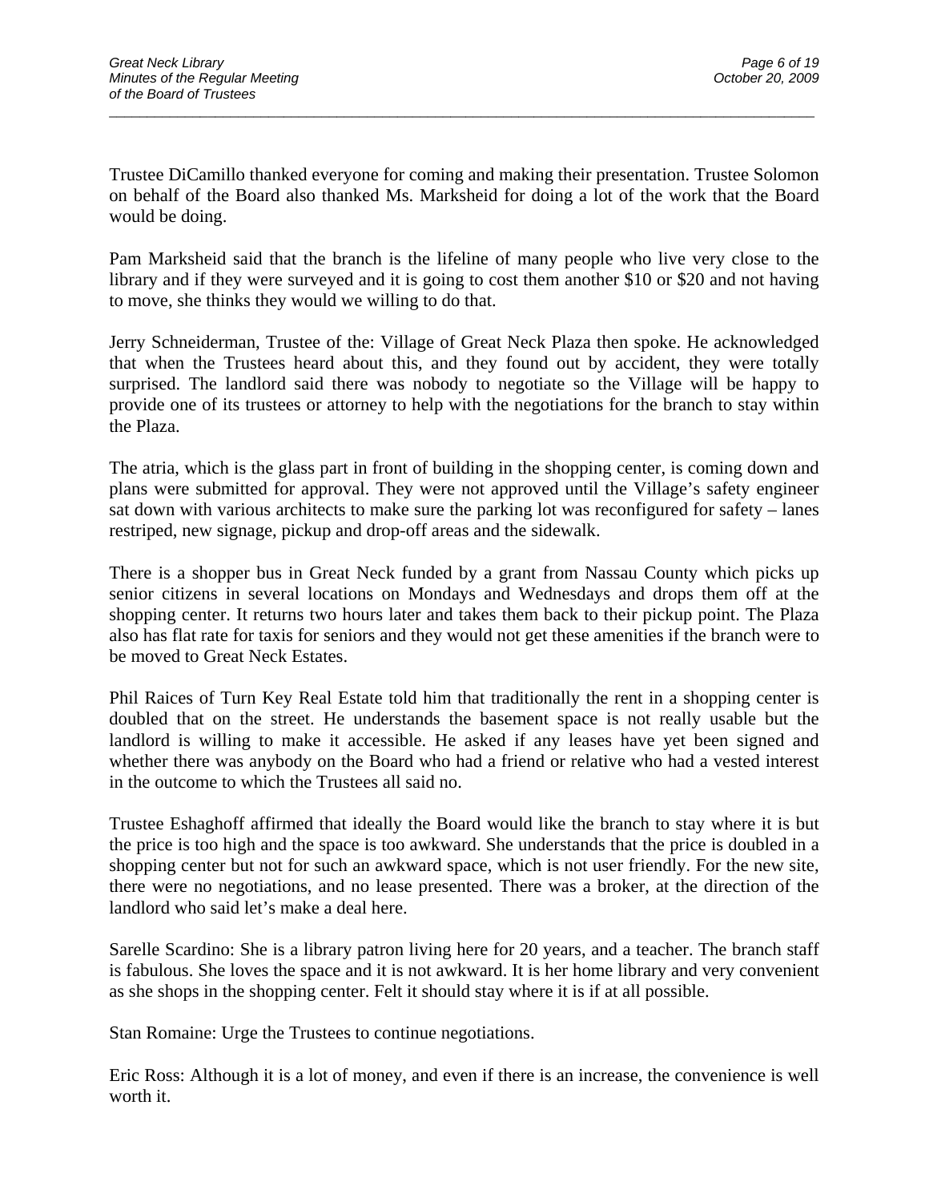Trustee DiCamillo thanked everyone for coming and making their presentation. Trustee Solomon on behalf of the Board also thanked Ms. Marksheid for doing a lot of the work that the Board would be doing.

Pam Marksheid said that the branch is the lifeline of many people who live very close to the library and if they were surveyed and it is going to cost them another $10 or $20 and not having to move, she thinks they would we willing to do that.

Jerry Schneiderman, Trustee of the: Village of Great Neck Plaza then spoke. He acknowledged that when the Trustees heard about this, and they found out by accident, they were totally surprised. The landlord said there was nobody to negotiate so the Village will be happy to provide one of its trustees or attorney to help with the negotiations for the branch to stay within the Plaza.

The atria, which is the glass part in front of building in the shopping center, is coming down and plans were submitted for approval. They were not approved until the Village's safety engineer sat down with various architects to make sure the parking lot was reconfigured for safety – lanes restriped, new signage, pickup and drop-off areas and the sidewalk.

There is a shopper bus in Great Neck funded by a grant from Nassau County which picks up senior citizens in several locations on Mondays and Wednesdays and drops them off at the shopping center. It returns two hours later and takes them back to their pickup point. The Plaza also has flat rate for taxis for seniors and they would not get these amenities if the branch were to be moved to Great Neck Estates.

Phil Raices of Turn Key Real Estate told him that traditionally the rent in a shopping center is doubled that on the street. He understands the basement space is not really usable but the landlord is willing to make it accessible. He asked if any leases have yet been signed and whether there was anybody on the Board who had a friend or relative who had a vested interest in the outcome to which the Trustees all said no.

Trustee Eshaghoff affirmed that ideally the Board would like the branch to stay where it is but the price is too high and the space is too awkward. She understands that the price is doubled in a shopping center but not for such an awkward space, which is not user friendly. For the new site, there were no negotiations, and no lease presented. There was a broker, at the direction of the landlord who said let's make a deal here.

Sarelle Scardino: She is a library patron living here for 20 years, and a teacher. The branch staff is fabulous. She loves the space and it is not awkward. It is her home library and very convenient as she shops in the shopping center. Felt it should stay where it is if at all possible.

Stan Romaine: Urge the Trustees to continue negotiations.

Eric Ross: Although it is a lot of money, and even if there is an increase, the convenience is well worth it.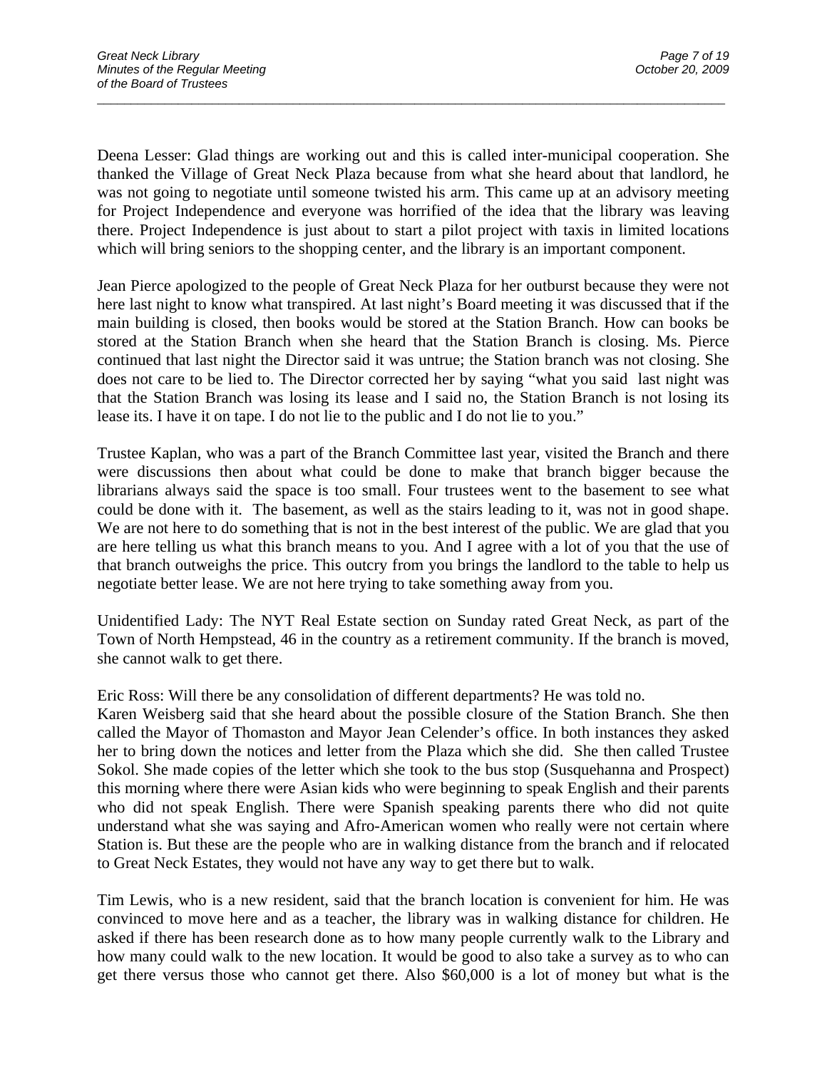Deena Lesser: Glad things are working out and this is called inter-municipal cooperation. She thanked the Village of Great Neck Plaza because from what she heard about that landlord, he was not going to negotiate until someone twisted his arm. This came up at an advisory meeting for Project Independence and everyone was horrified of the idea that the library was leaving there. Project Independence is just about to start a pilot project with taxis in limited locations which will bring seniors to the shopping center, and the library is an important component.

Jean Pierce apologized to the people of Great Neck Plaza for her outburst because they were not here last night to know what transpired. At last night's Board meeting it was discussed that if the main building is closed, then books would be stored at the Station Branch. How can books be stored at the Station Branch when she heard that the Station Branch is closing. Ms. Pierce continued that last night the Director said it was untrue; the Station branch was not closing. She does not care to be lied to. The Director corrected her by saying "what you said last night was that the Station Branch was losing its lease and I said no, the Station Branch is not losing its lease its. I have it on tape. I do not lie to the public and I do not lie to you."

Trustee Kaplan, who was a part of the Branch Committee last year, visited the Branch and there were discussions then about what could be done to make that branch bigger because the librarians always said the space is too small. Four trustees went to the basement to see what could be done with it. The basement, as well as the stairs leading to it, was not in good shape. We are not here to do something that is not in the best interest of the public. We are glad that you are here telling us what this branch means to you. And I agree with a lot of you that the use of that branch outweighs the price. This outcry from you brings the landlord to the table to help us negotiate better lease. We are not here trying to take something away from you.

Unidentified Lady: The NYT Real Estate section on Sunday rated Great Neck, as part of the Town of North Hempstead, 46 in the country as a retirement community. If the branch is moved, she cannot walk to get there.

Eric Ross: Will there be any consolidation of different departments? He was told no.
Karen Weisberg said that she heard about the possible closure of the Station Branch. She then called the Mayor of Thomaston and Mayor Jean Celender's office. In both instances they asked her to bring down the notices and letter from the Plaza which she did. She then called Trustee Sokol. She made copies of the letter which she took to the bus stop (Susquehanna and Prospect) this morning where there were Asian kids who were beginning to speak English and their parents who did not speak English. There were Spanish speaking parents there who did not quite understand what she was saying and Afro-American women who really were not certain where Station is. But these are the people who are in walking distance from the branch and if relocated to Great Neck Estates, they would not have any way to get there but to walk.

Tim Lewis, who is a new resident, said that the branch location is convenient for him. He was convinced to move here and as a teacher, the library was in walking distance for children. He asked if there has been research done as to how many people currently walk to the Library and how many could walk to the new location. It would be good to also take a survey as to who can get there versus those who cannot get there. Also $60,000 is a lot of money but what is the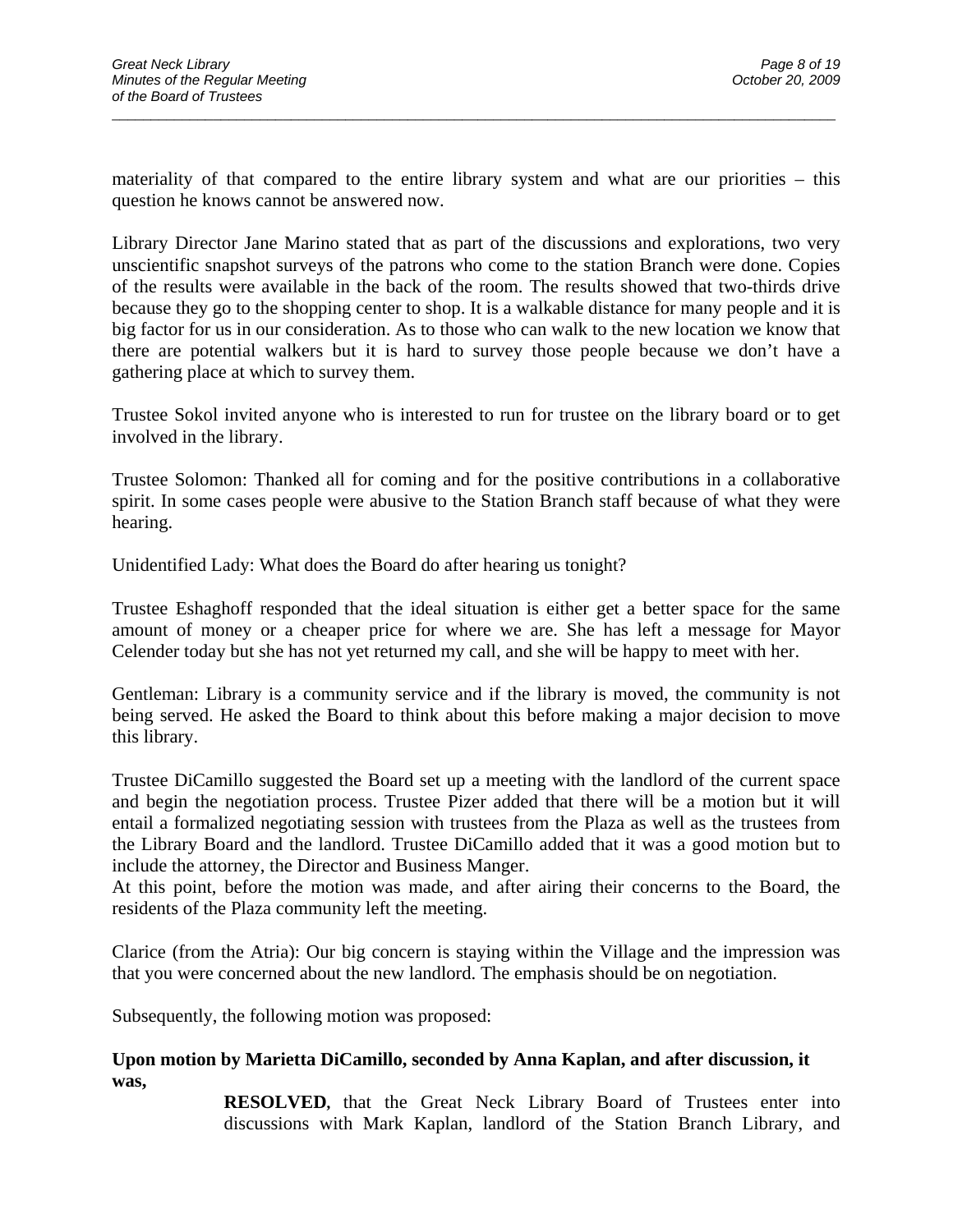materiality of that compared to the entire library system and what are our priorities – this question he knows cannot be answered now.

Library Director Jane Marino stated that as part of the discussions and explorations, two very unscientific snapshot surveys of the patrons who come to the station Branch were done. Copies of the results were available in the back of the room. The results showed that two-thirds drive because they go to the shopping center to shop. It is a walkable distance for many people and it is big factor for us in our consideration. As to those who can walk to the new location we know that there are potential walkers but it is hard to survey those people because we don't have a gathering place at which to survey them.

Trustee Sokol invited anyone who is interested to run for trustee on the library board or to get involved in the library.

Trustee Solomon: Thanked all for coming and for the positive contributions in a collaborative spirit. In some cases people were abusive to the Station Branch staff because of what they were hearing.

Unidentified Lady: What does the Board do after hearing us tonight?

Trustee Eshaghoff responded that the ideal situation is either get a better space for the same amount of money or a cheaper price for where we are. She has left a message for Mayor Celender today but she has not yet returned my call, and she will be happy to meet with her.

Gentleman: Library is a community service and if the library is moved, the community is not being served. He asked the Board to think about this before making a major decision to move this library.

Trustee DiCamillo suggested the Board set up a meeting with the landlord of the current space and begin the negotiation process. Trustee Pizer added that there will be a motion but it will entail a formalized negotiating session with trustees from the Plaza as well as the trustees from the Library Board and the landlord. Trustee DiCamillo added that it was a good motion but to include the attorney, the Director and Business Manger.
At this point, before the motion was made, and after airing their concerns to the Board, the residents of the Plaza community left the meeting.

Clarice (from the Atria): Our big concern is staying within the Village and the impression was that you were concerned about the new landlord. The emphasis should be on negotiation.

Subsequently, the following motion was proposed:

**Upon motion by Marietta DiCamillo, seconded by Anna Kaplan, and after discussion, it was,**

> **RESOLVED**, that the Great Neck Library Board of Trustees enter into discussions with Mark Kaplan, landlord of the Station Branch Library, and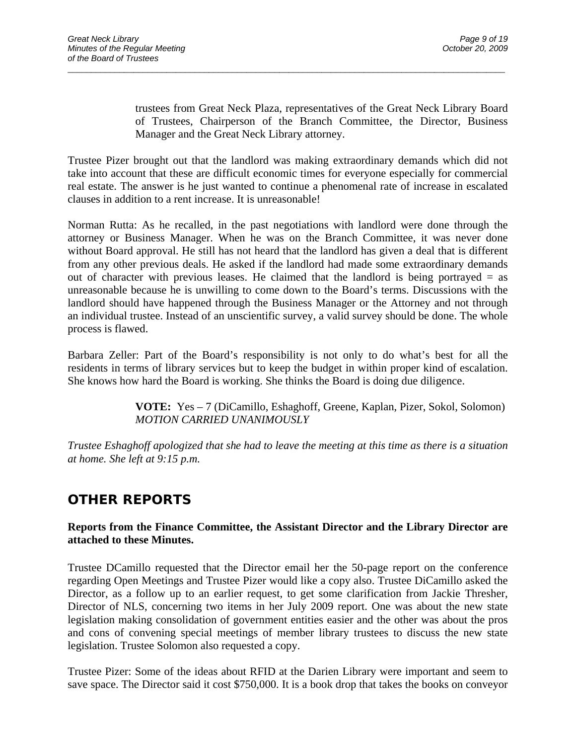trustees from Great Neck Plaza, representatives of the Great Neck Library Board of Trustees, Chairperson of the Branch Committee, the Director, Business Manager and the Great Neck Library attorney.

Trustee Pizer brought out that the landlord was making extraordinary demands which did not take into account that these are difficult economic times for everyone especially for commercial real estate. The answer is he just wanted to continue a phenomenal rate of increase in escalated clauses in addition to a rent increase. It is unreasonable!

Norman Rutta: As he recalled, in the past negotiations with landlord were done through the attorney or Business Manager. When he was on the Branch Committee, it was never done without Board approval. He still has not heard that the landlord has given a deal that is different from any other previous deals. He asked if the landlord had made some extraordinary demands out of character with previous leases. He claimed that the landlord is being portrayed = as unreasonable because he is unwilling to come down to the Board's terms. Discussions with the landlord should have happened through the Business Manager or the Attorney and not through an individual trustee. Instead of an unscientific survey, a valid survey should be done. The whole process is flawed.

Barbara Zeller: Part of the Board's responsibility is not only to do what's best for all the residents in terms of library services but to keep the budget in within proper kind of escalation. She knows how hard the Board is working. She thinks the Board is doing due diligence.

**VOTE:** Yes – 7 (DiCamillo, Eshaghoff, Greene, Kaplan, Pizer, Sokol, Solomon)
*MOTION CARRIED UNANIMOUSLY*

*Trustee Eshaghoff apologized that she had to leave the meeting at this time as there is a situation at home. She left at 9:15 p.m.*

## OTHER REPORTS

**Reports from the Finance Committee, the Assistant Director and the Library Director are attached to these Minutes.**

Trustee DCamillo requested that the Director email her the 50-page report on the conference regarding Open Meetings and Trustee Pizer would like a copy also. Trustee DiCamillo asked the Director, as a follow up to an earlier request, to get some clarification from Jackie Thresher, Director of NLS, concerning two items in her July 2009 report. One was about the new state legislation making consolidation of government entities easier and the other was about the pros and cons of convening special meetings of member library trustees to discuss the new state legislation. Trustee Solomon also requested a copy.

Trustee Pizer: Some of the ideas about RFID at the Darien Library were important and seem to save space. The Director said it cost $750,000. It is a book drop that takes the books on conveyor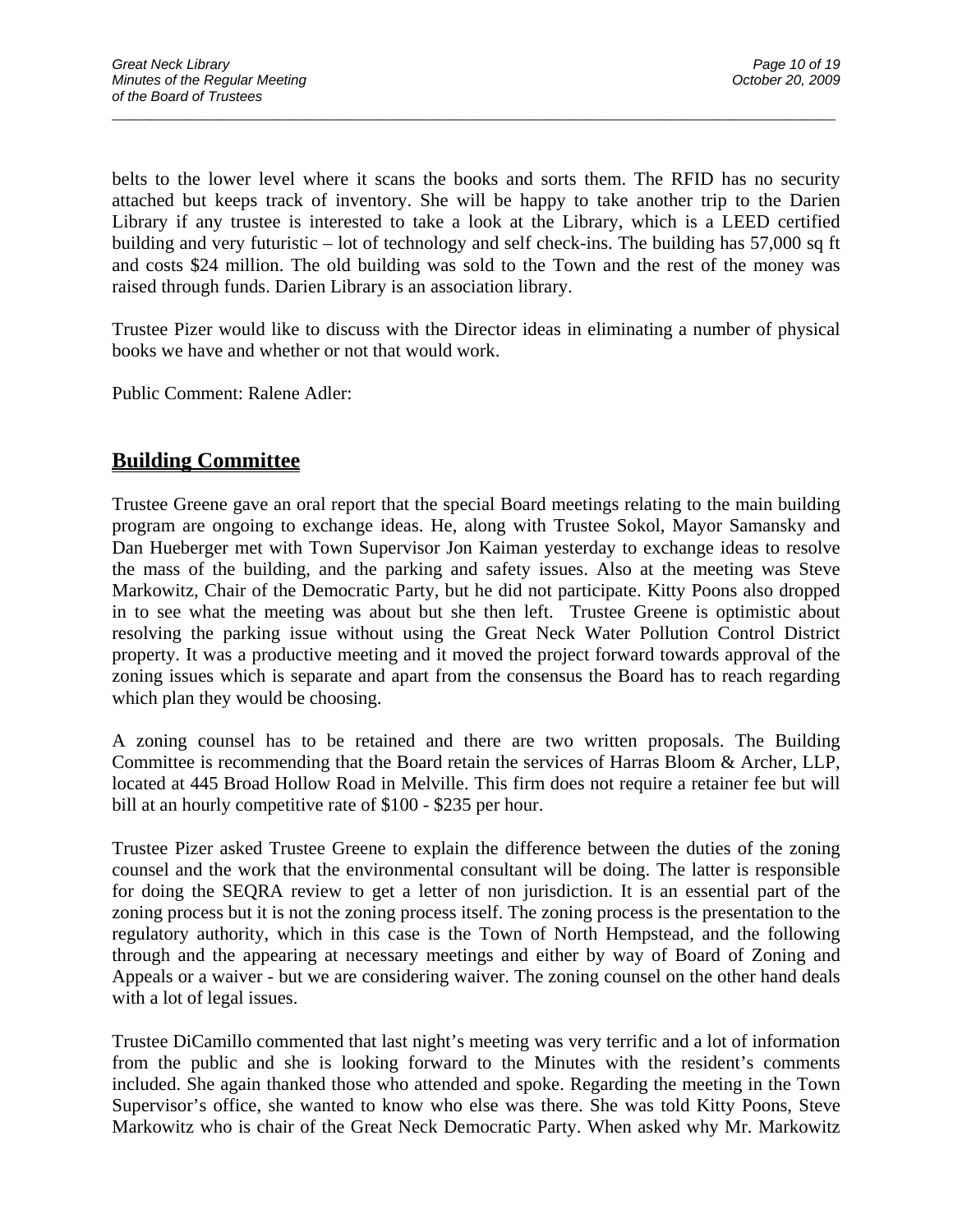belts to the lower level where it scans the books and sorts them. The RFID has no security attached but keeps track of inventory. She will be happy to take another trip to the Darien Library if any trustee is interested to take a look at the Library, which is a LEED certified building and very futuristic – lot of technology and self check-ins. The building has 57,000 sq ft and costs $24 million. The old building was sold to the Town and the rest of the money was raised through funds. Darien Library is an association library.

Trustee Pizer would like to discuss with the Director ideas in eliminating a number of physical books we have and whether or not that would work.

Public Comment: Ralene Adler:

## Building Committee

Trustee Greene gave an oral report that the special Board meetings relating to the main building program are ongoing to exchange ideas. He, along with Trustee Sokol, Mayor Samansky and Dan Hueberger met with Town Supervisor Jon Kaiman yesterday to exchange ideas to resolve the mass of the building, and the parking and safety issues. Also at the meeting was Steve Markowitz, Chair of the Democratic Party, but he did not participate. Kitty Poons also dropped in to see what the meeting was about but she then left. Trustee Greene is optimistic about resolving the parking issue without using the Great Neck Water Pollution Control District property. It was a productive meeting and it moved the project forward towards approval of the zoning issues which is separate and apart from the consensus the Board has to reach regarding which plan they would be choosing.

A zoning counsel has to be retained and there are two written proposals. The Building Committee is recommending that the Board retain the services of Harras Bloom & Archer, LLP, located at 445 Broad Hollow Road in Melville. This firm does not require a retainer fee but will bill at an hourly competitive rate of $100 - $235 per hour.

Trustee Pizer asked Trustee Greene to explain the difference between the duties of the zoning counsel and the work that the environmental consultant will be doing. The latter is responsible for doing the SEQRA review to get a letter of non jurisdiction. It is an essential part of the zoning process but it is not the zoning process itself. The zoning process is the presentation to the regulatory authority, which in this case is the Town of North Hempstead, and the following through and the appearing at necessary meetings and either by way of Board of Zoning and Appeals or a waiver - but we are considering waiver. The zoning counsel on the other hand deals with a lot of legal issues.

Trustee DiCamillo commented that last night's meeting was very terrific and a lot of information from the public and she is looking forward to the Minutes with the resident's comments included. She again thanked those who attended and spoke. Regarding the meeting in the Town Supervisor's office, she wanted to know who else was there. She was told Kitty Poons, Steve Markowitz who is chair of the Great Neck Democratic Party. When asked why Mr. Markowitz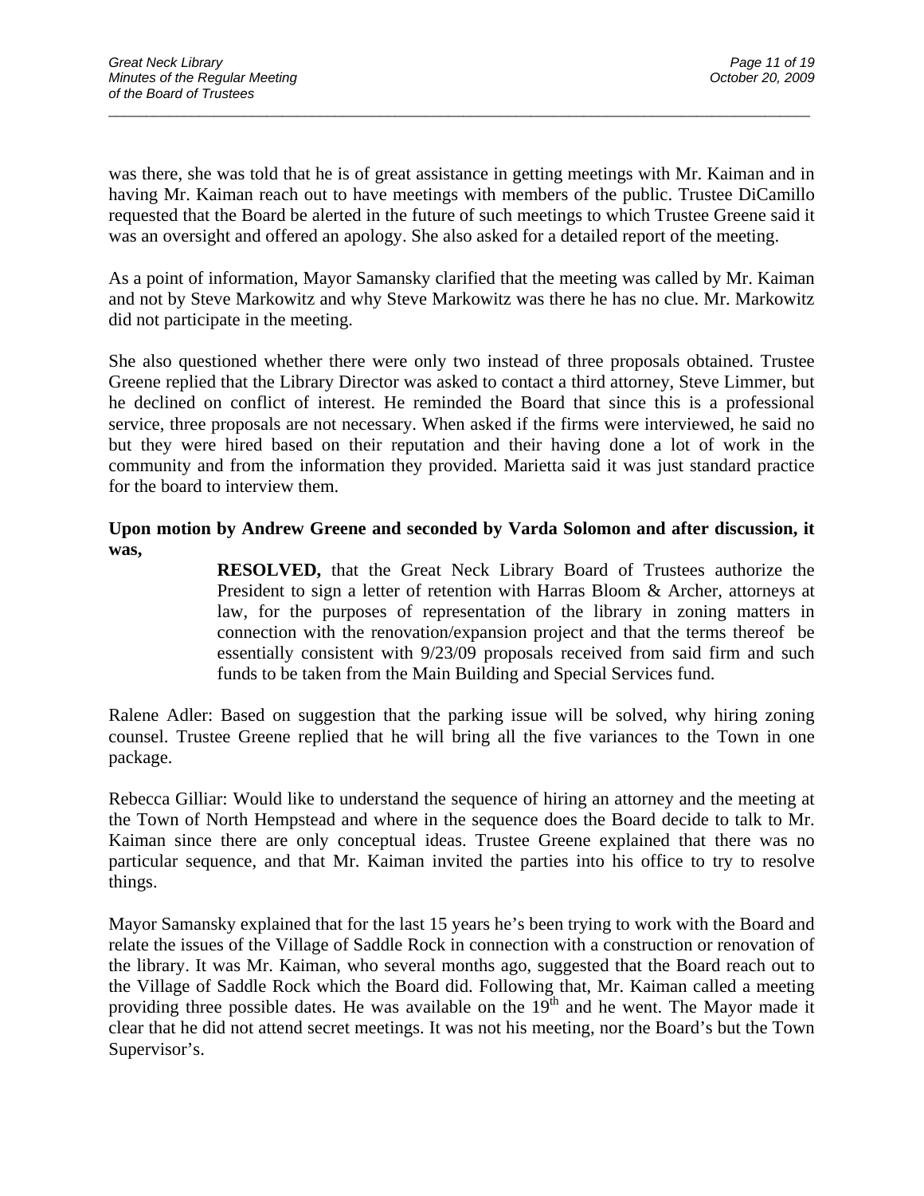was there, she was told that he is of great assistance in getting meetings with Mr. Kaiman and in having Mr. Kaiman reach out to have meetings with members of the public. Trustee DiCamillo requested that the Board be alerted in the future of such meetings to which Trustee Greene said it was an oversight and offered an apology. She also asked for a detailed report of the meeting.

As a point of information, Mayor Samansky clarified that the meeting was called by Mr. Kaiman and not by Steve Markowitz and why Steve Markowitz was there he has no clue. Mr. Markowitz did not participate in the meeting.

She also questioned whether there were only two instead of three proposals obtained. Trustee Greene replied that the Library Director was asked to contact a third attorney, Steve Limmer, but he declined on conflict of interest. He reminded the Board that since this is a professional service, three proposals are not necessary. When asked if the firms were interviewed, he said no but they were hired based on their reputation and their having done a lot of work in the community and from the information they provided. Marietta said it was just standard practice for the board to interview them.

**Upon motion by Andrew Greene and seconded by Varda Solomon and after discussion, it was,**

> **RESOLVED,** that the Great Neck Library Board of Trustees authorize the President to sign a letter of retention with Harras Bloom & Archer, attorneys at law, for the purposes of representation of the library in zoning matters in connection with the renovation/expansion project and that the terms thereof be essentially consistent with 9/23/09 proposals received from said firm and such funds to be taken from the Main Building and Special Services fund.

Ralene Adler: Based on suggestion that the parking issue will be solved, why hiring zoning counsel. Trustee Greene replied that he will bring all the five variances to the Town in one package.

Rebecca Gilliar: Would like to understand the sequence of hiring an attorney and the meeting at the Town of North Hempstead and where in the sequence does the Board decide to talk to Mr. Kaiman since there are only conceptual ideas. Trustee Greene explained that there was no particular sequence, and that Mr. Kaiman invited the parties into his office to try to resolve things.

Mayor Samansky explained that for the last 15 years he's been trying to work with the Board and relate the issues of the Village of Saddle Rock in connection with a construction or renovation of the library. It was Mr. Kaiman, who several months ago, suggested that the Board reach out to the Village of Saddle Rock which the Board did. Following that, Mr. Kaiman called a meeting providing three possible dates. He was available on the 19th and he went. The Mayor made it clear that he did not attend secret meetings. It was not his meeting, nor the Board's but the Town Supervisor's.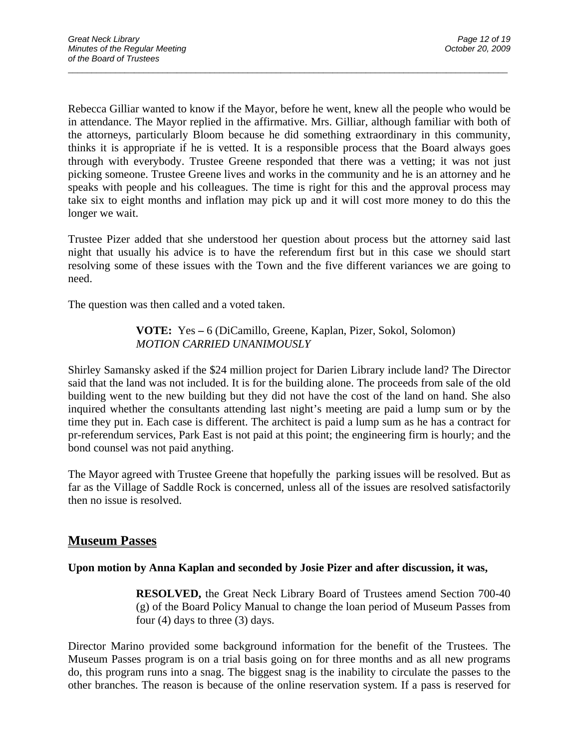Rebecca Gilliar wanted to know if the Mayor, before he went, knew all the people who would be in attendance. The Mayor replied in the affirmative. Mrs. Gilliar, although familiar with both of the attorneys, particularly Bloom because he did something extraordinary in this community, thinks it is appropriate if he is vetted. It is a responsible process that the Board always goes through with everybody. Trustee Greene responded that there was a vetting; it was not just picking someone. Trustee Greene lives and works in the community and he is an attorney and he speaks with people and his colleagues. The time is right for this and the approval process may take six to eight months and inflation may pick up and it will cost more money to do this the longer we wait.

Trustee Pizer added that she understood her question about process but the attorney said last night that usually his advice is to have the referendum first but in this case we should start resolving some of these issues with the Town and the five different variances we are going to need.

The question was then called and a voted taken.

> **VOTE:** Yes **–** 6 (DiCamillo, Greene, Kaplan, Pizer, Sokol, Solomon)
> *MOTION CARRIED UNANIMOUSLY*

Shirley Samansky asked if the $24 million project for Darien Library include land? The Director said that the land was not included. It is for the building alone. The proceeds from sale of the old building went to the new building but they did not have the cost of the land on hand. She also inquired whether the consultants attending last night's meeting are paid a lump sum or by the time they put in. Each case is different. The architect is paid a lump sum as he has a contract for pr-referendum services, Park East is not paid at this point; the engineering firm is hourly; and the bond counsel was not paid anything.

The Mayor agreed with Trustee Greene that hopefully the parking issues will be resolved. But as far as the Village of Saddle Rock is concerned, unless all of the issues are resolved satisfactorily then no issue is resolved.

## Museum Passes

**Upon motion by Anna Kaplan and seconded by Josie Pizer and after discussion, it was,**

> **RESOLVED,** the Great Neck Library Board of Trustees amend Section 700-40 (g) of the Board Policy Manual to change the loan period of Museum Passes from four (4) days to three (3) days.

Director Marino provided some background information for the benefit of the Trustees. The Museum Passes program is on a trial basis going on for three months and as all new programs do, this program runs into a snag. The biggest snag is the inability to circulate the passes to the other branches. The reason is because of the online reservation system. If a pass is reserved for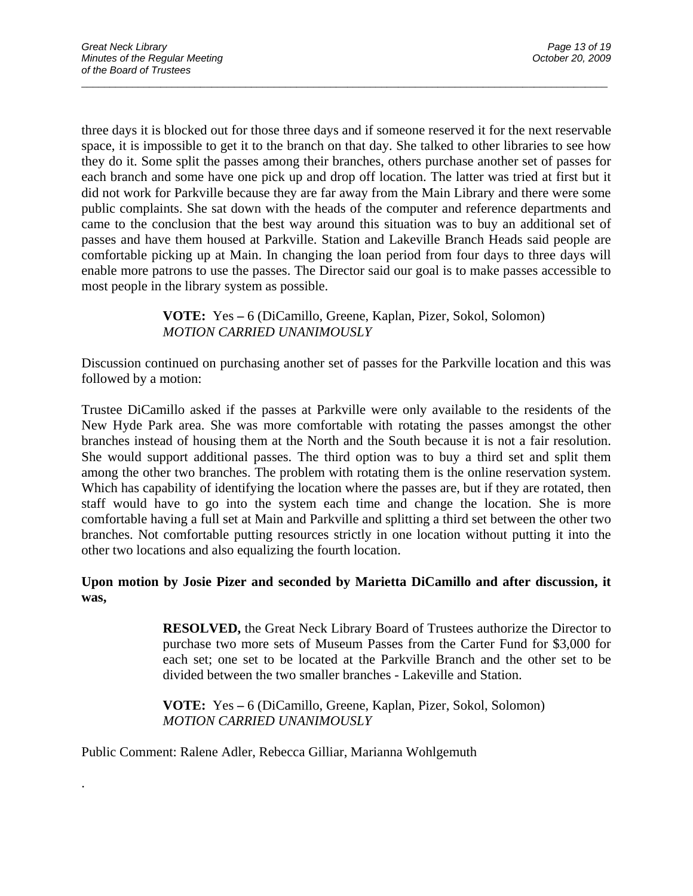three days it is blocked out for those three days and if someone reserved it for the next reservable space, it is impossible to get it to the branch on that day. She talked to other libraries to see how they do it. Some split the passes among their branches, others purchase another set of passes for each branch and some have one pick up and drop off location. The latter was tried at first but it did not work for Parkville because they are far away from the Main Library and there were some public complaints. She sat down with the heads of the computer and reference departments and came to the conclusion that the best way around this situation was to buy an additional set of passes and have them housed at Parkville. Station and Lakeville Branch Heads said people are comfortable picking up at Main. In changing the loan period from four days to three days will enable more patrons to use the passes. The Director said our goal is to make passes accessible to most people in the library system as possible.

> **VOTE:** Yes – 6 (DiCamillo, Greene, Kaplan, Pizer, Sokol, Solomon)
> *MOTION CARRIED UNANIMOUSLY*

Discussion continued on purchasing another set of passes for the Parkville location and this was followed by a motion:

Trustee DiCamillo asked if the passes at Parkville were only available to the residents of the New Hyde Park area. She was more comfortable with rotating the passes amongst the other branches instead of housing them at the North and the South because it is not a fair resolution. She would support additional passes. The third option was to buy a third set and split them among the other two branches. The problem with rotating them is the online reservation system. Which has capability of identifying the location where the passes are, but if they are rotated, then staff would have to go into the system each time and change the location. She is more comfortable having a full set at Main and Parkville and splitting a third set between the other two branches. Not comfortable putting resources strictly in one location without putting it into the other two locations and also equalizing the fourth location.

**Upon motion by Josie Pizer and seconded by Marietta DiCamillo and after discussion, it was,**

> **RESOLVED,** the Great Neck Library Board of Trustees authorize the Director to purchase two more sets of Museum Passes from the Carter Fund for $3,000 for each set; one set to be located at the Parkville Branch and the other set to be divided between the two smaller branches - Lakeville and Station.
>
> **VOTE:** Yes – 6 (DiCamillo, Greene, Kaplan, Pizer, Sokol, Solomon)
> *MOTION CARRIED UNANIMOUSLY*

Public Comment: Ralene Adler, Rebecca Gilliar, Marianna Wohlgemuth

.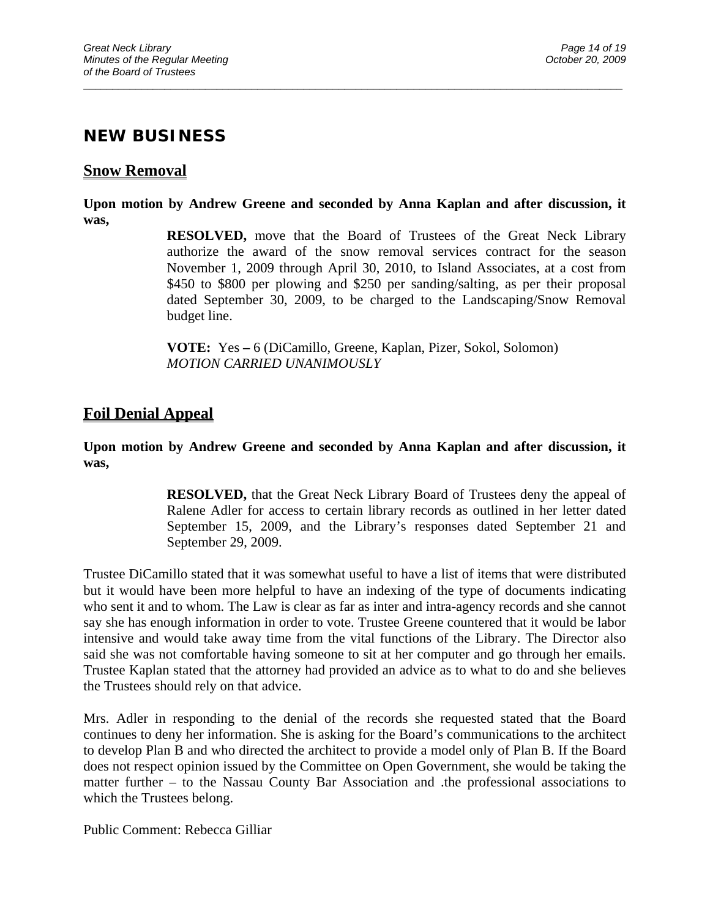## NEW BUSINESS

### Snow Removal

**Upon motion by Andrew Greene and seconded by Anna Kaplan and after discussion, it was,**

> **RESOLVED,** move that the Board of Trustees of the Great Neck Library authorize the award of the snow removal services contract for the season November 1, 2009 through April 30, 2010, to Island Associates, at a cost from $450 to $800 per plowing and $250 per sanding/salting, as per their proposal dated September 30, 2009, to be charged to the Landscaping/Snow Removal budget line.
>
> **VOTE:** Yes – 6 (DiCamillo, Greene, Kaplan, Pizer, Sokol, Solomon)
> *MOTION CARRIED UNANIMOUSLY*

### Foil Denial Appeal

**Upon motion by Andrew Greene and seconded by Anna Kaplan and after discussion, it was,**

> **RESOLVED,** that the Great Neck Library Board of Trustees deny the appeal of Ralene Adler for access to certain library records as outlined in her letter dated September 15, 2009, and the Library's responses dated September 21 and September 29, 2009.

Trustee DiCamillo stated that it was somewhat useful to have a list of items that were distributed but it would have been more helpful to have an indexing of the type of documents indicating who sent it and to whom. The Law is clear as far as inter and intra-agency records and she cannot say she has enough information in order to vote. Trustee Greene countered that it would be labor intensive and would take away time from the vital functions of the Library. The Director also said she was not comfortable having someone to sit at her computer and go through her emails. Trustee Kaplan stated that the attorney had provided an advice as to what to do and she believes the Trustees should rely on that advice.

Mrs. Adler in responding to the denial of the records she requested stated that the Board continues to deny her information. She is asking for the Board's communications to the architect to develop Plan B and who directed the architect to provide a model only of Plan B. If the Board does not respect opinion issued by the Committee on Open Government, she would be taking the matter further – to the Nassau County Bar Association and .the professional associations to which the Trustees belong.

Public Comment: Rebecca Gilliar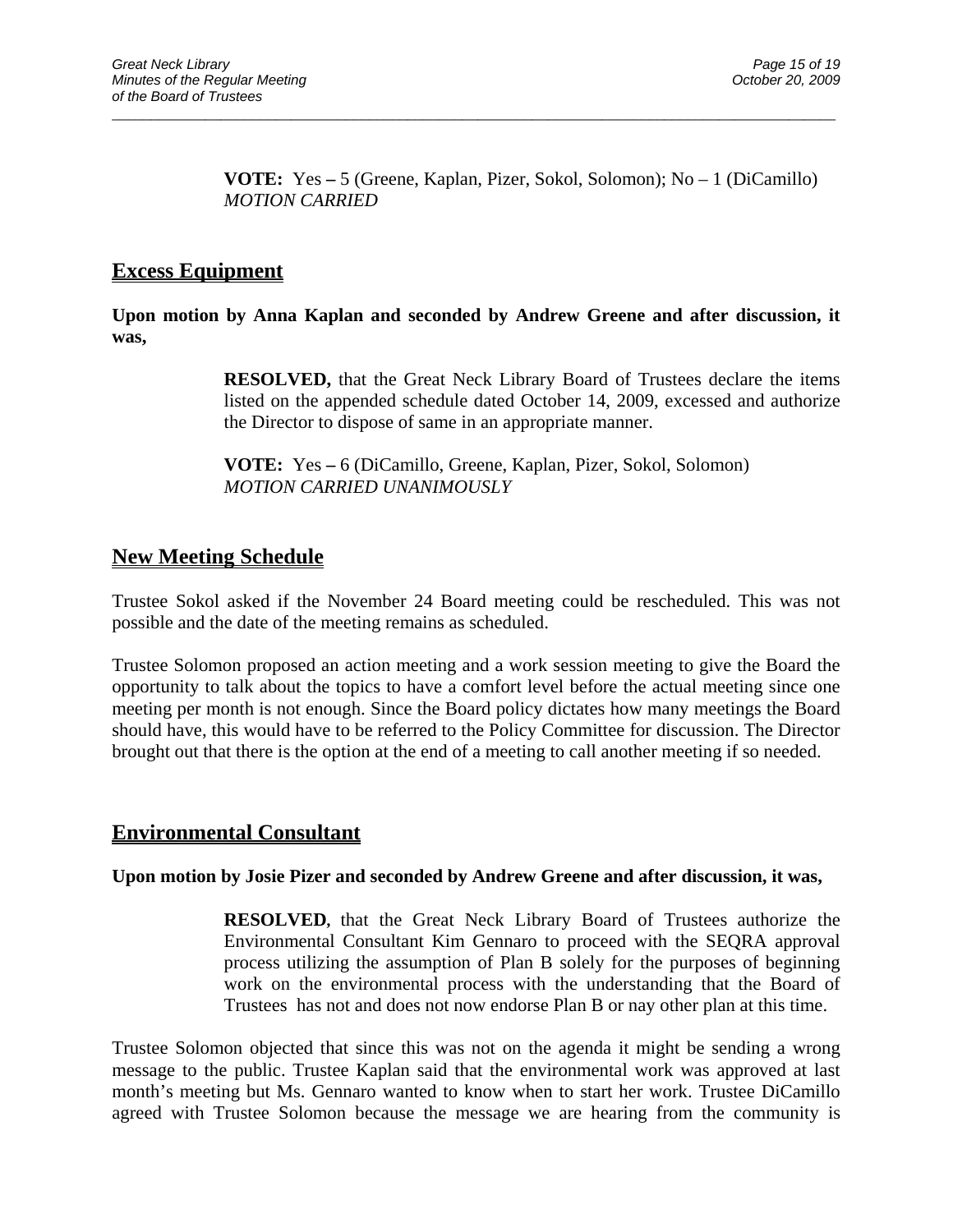**VOTE:** Yes – 5 (Greene, Kaplan, Pizer, Sokol, Solomon); No – 1 (DiCamillo)
*MOTION CARRIED*

## Excess Equipment

**Upon motion by Anna Kaplan and seconded by Andrew Greene and after discussion, it was,**

> **RESOLVED,** that the Great Neck Library Board of Trustees declare the items listed on the appended schedule dated October 14, 2009, excessed and authorize the Director to dispose of same in an appropriate manner.
>
> **VOTE:** Yes – 6 (DiCamillo, Greene, Kaplan, Pizer, Sokol, Solomon)
> *MOTION CARRIED UNANIMOUSLY*

## New Meeting Schedule

Trustee Sokol asked if the November 24 Board meeting could be rescheduled. This was not possible and the date of the meeting remains as scheduled.

Trustee Solomon proposed an action meeting and a work session meeting to give the Board the opportunity to talk about the topics to have a comfort level before the actual meeting since one meeting per month is not enough. Since the Board policy dictates how many meetings the Board should have, this would have to be referred to the Policy Committee for discussion. The Director brought out that there is the option at the end of a meeting to call another meeting if so needed.

## Environmental Consultant

**Upon motion by Josie Pizer and seconded by Andrew Greene and after discussion, it was,**

> **RESOLVED**, that the Great Neck Library Board of Trustees authorize the Environmental Consultant Kim Gennaro to proceed with the SEQRA approval process utilizing the assumption of Plan B solely for the purposes of beginning work on the environmental process with the understanding that the Board of Trustees has not and does not now endorse Plan B or nay other plan at this time.

Trustee Solomon objected that since this was not on the agenda it might be sending a wrong message to the public. Trustee Kaplan said that the environmental work was approved at last month's meeting but Ms. Gennaro wanted to know when to start her work. Trustee DiCamillo agreed with Trustee Solomon because the message we are hearing from the community is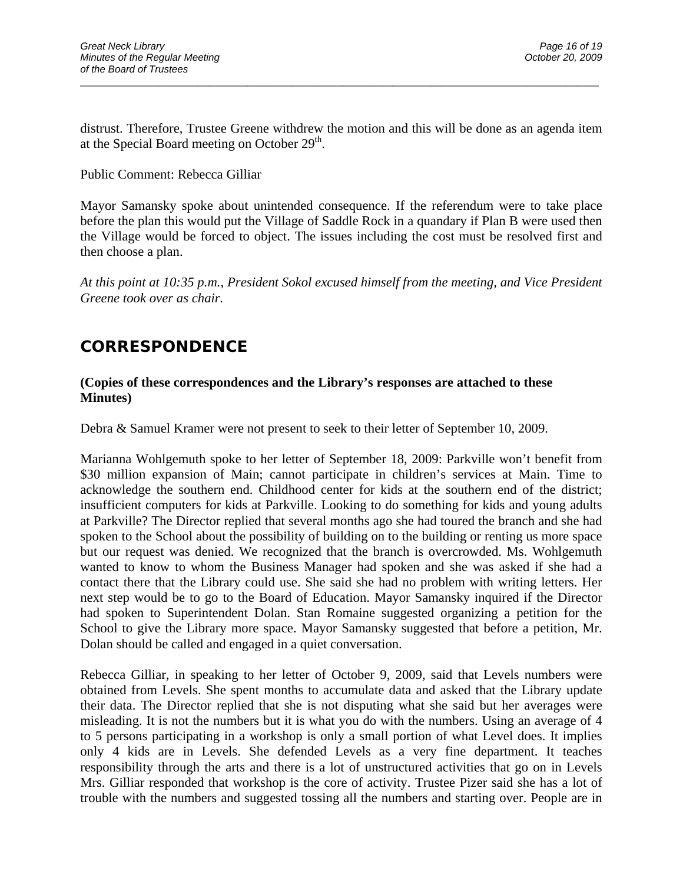distrust. Therefore, Trustee Greene withdrew the motion and this will be done as an agenda item at the Special Board meeting on October 29th.

Public Comment: Rebecca Gilliar

Mayor Samansky spoke about unintended consequence. If the referendum were to take place before the plan this would put the Village of Saddle Rock in a quandary if Plan B were used then the Village would be forced to object. The issues including the cost must be resolved first and then choose a plan.

*At this point at 10:35 p.m., President Sokol excused himself from the meeting, and Vice President Greene took over as chair.*

## CORRESPONDENCE

**(Copies of these correspondences and the Library's responses are attached to these Minutes)**

Debra & Samuel Kramer were not present to seek to their letter of September 10, 2009.

Marianna Wohlgemuth spoke to her letter of September 18, 2009: Parkville won't benefit from \$30 million expansion of Main; cannot participate in children's services at Main. Time to acknowledge the southern end. Childhood center for kids at the southern end of the district; insufficient computers for kids at Parkville. Looking to do something for kids and young adults at Parkville? The Director replied that several months ago she had toured the branch and she had spoken to the School about the possibility of building on to the building or renting us more space but our request was denied. We recognized that the branch is overcrowded. Ms. Wohlgemuth wanted to know to whom the Business Manager had spoken and she was asked if she had a contact there that the Library could use. She said she had no problem with writing letters. Her next step would be to go to the Board of Education. Mayor Samansky inquired if the Director had spoken to Superintendent Dolan. Stan Romaine suggested organizing a petition for the School to give the Library more space. Mayor Samansky suggested that before a petition, Mr. Dolan should be called and engaged in a quiet conversation.

Rebecca Gilliar, in speaking to her letter of October 9, 2009, said that Levels numbers were obtained from Levels. She spent months to accumulate data and asked that the Library update their data. The Director replied that she is not disputing what she said but her averages were misleading. It is not the numbers but it is what you do with the numbers. Using an average of 4 to 5 persons participating in a workshop is only a small portion of what Level does. It implies only 4 kids are in Levels. She defended Levels as a very fine department. It teaches responsibility through the arts and there is a lot of unstructured activities that go on in Levels Mrs. Gilliar responded that workshop is the core of activity. Trustee Pizer said she has a lot of trouble with the numbers and suggested tossing all the numbers and starting over. People are in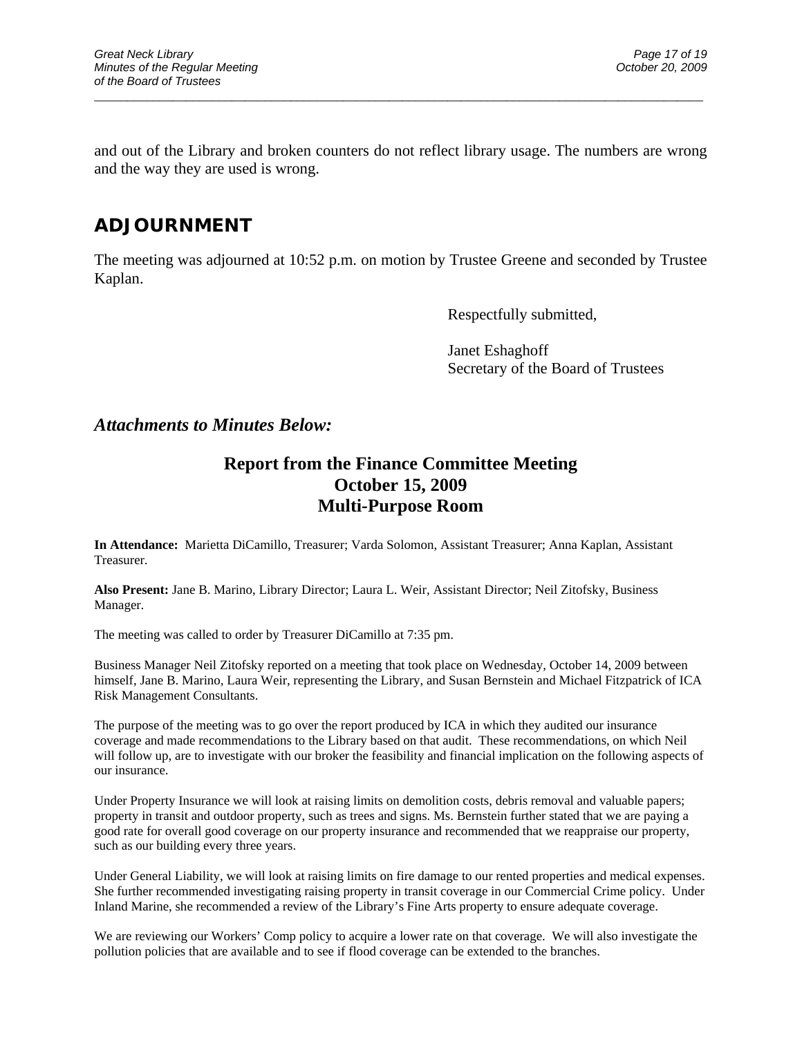and out of the Library and broken counters do not reflect library usage. The numbers are wrong and the way they are used is wrong.

## ADJOURNMENT

The meeting was adjourned at 10:52 p.m. on motion by Trustee Greene and seconded by Trustee Kaplan.

Respectfully submitted,

Janet Eshaghoff
Secretary of the Board of Trustees

### *Attachments to Minutes Below:*

## Report from the Finance Committee Meeting
## October 15, 2009
## Multi-Purpose Room

**In Attendance:** Marietta DiCamillo, Treasurer; Varda Solomon, Assistant Treasurer; Anna Kaplan, Assistant Treasurer.

**Also Present:** Jane B. Marino, Library Director; Laura L. Weir, Assistant Director; Neil Zitofsky, Business Manager.

The meeting was called to order by Treasurer DiCamillo at 7:35 pm.

Business Manager Neil Zitofsky reported on a meeting that took place on Wednesday, October 14, 2009 between himself, Jane B. Marino, Laura Weir, representing the Library, and Susan Bernstein and Michael Fitzpatrick of ICA Risk Management Consultants.

The purpose of the meeting was to go over the report produced by ICA in which they audited our insurance coverage and made recommendations to the Library based on that audit. These recommendations, on which Neil will follow up, are to investigate with our broker the feasibility and financial implication on the following aspects of our insurance.

Under Property Insurance we will look at raising limits on demolition costs, debris removal and valuable papers; property in transit and outdoor property, such as trees and signs. Ms. Bernstein further stated that we are paying a good rate for overall good coverage on our property insurance and recommended that we reappraise our property, such as our building every three years.

Under General Liability, we will look at raising limits on fire damage to our rented properties and medical expenses. She further recommended investigating raising property in transit coverage in our Commercial Crime policy. Under Inland Marine, she recommended a review of the Library's Fine Arts property to ensure adequate coverage.

We are reviewing our Workers' Comp policy to acquire a lower rate on that coverage. We will also investigate the pollution policies that are available and to see if flood coverage can be extended to the branches.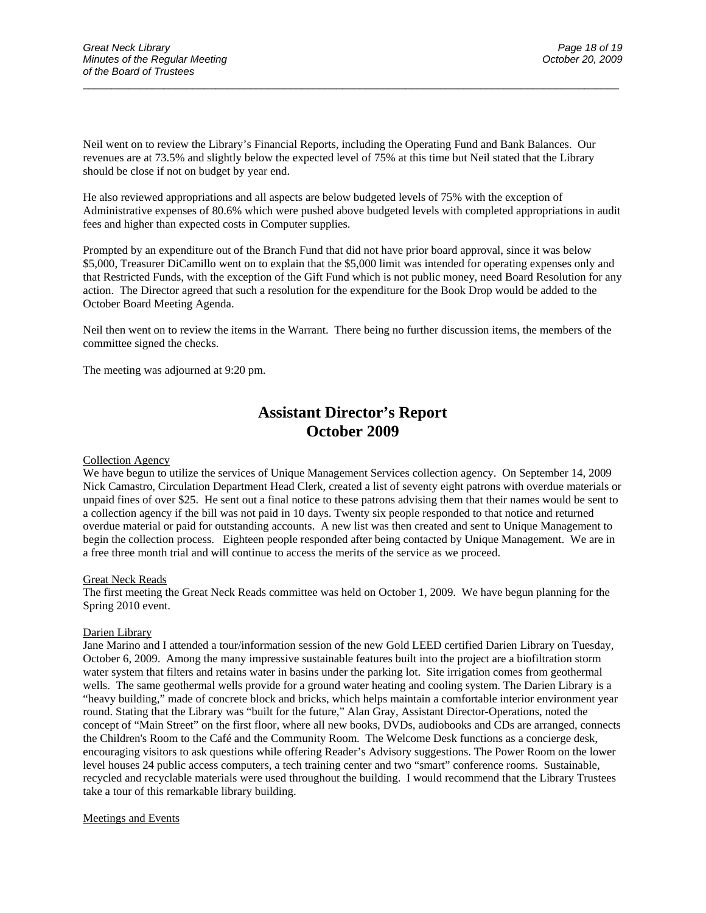Neil went on to review the Library's Financial Reports, including the Operating Fund and Bank Balances. Our revenues are at 73.5% and slightly below the expected level of 75% at this time but Neil stated that the Library should be close if not on budget by year end.

He also reviewed appropriations and all aspects are below budgeted levels of 75% with the exception of Administrative expenses of 80.6% which were pushed above budgeted levels with completed appropriations in audit fees and higher than expected costs in Computer supplies.

Prompted by an expenditure out of the Branch Fund that did not have prior board approval, since it was below $5,000, Treasurer DiCamillo went on to explain that the $5,000 limit was intended for operating expenses only and that Restricted Funds, with the exception of the Gift Fund which is not public money, need Board Resolution for any action. The Director agreed that such a resolution for the expenditure for the Book Drop would be added to the October Board Meeting Agenda.

Neil then went on to review the items in the Warrant. There being no further discussion items, the members of the committee signed the checks.

The meeting was adjourned at 9:20 pm.

# Assistant Director's Report
# October 2009

Collection Agency

We have begun to utilize the services of Unique Management Services collection agency. On September 14, 2009 Nick Camastro, Circulation Department Head Clerk, created a list of seventy eight patrons with overdue materials or unpaid fines of over $25. He sent out a final notice to these patrons advising them that their names would be sent to a collection agency if the bill was not paid in 10 days. Twenty six people responded to that notice and returned overdue material or paid for outstanding accounts. A new list was then created and sent to Unique Management to begin the collection process. Eighteen people responded after being contacted by Unique Management. We are in a free three month trial and will continue to access the merits of the service as we proceed.

Great Neck Reads

The first meeting the Great Neck Reads committee was held on October 1, 2009. We have begun planning for the Spring 2010 event.

Darien Library

Jane Marino and I attended a tour/information session of the new Gold LEED certified Darien Library on Tuesday, October 6, 2009. Among the many impressive sustainable features built into the project are a biofiltration storm water system that filters and retains water in basins under the parking lot. Site irrigation comes from geothermal wells. The same geothermal wells provide for a ground water heating and cooling system. The Darien Library is a "heavy building," made of concrete block and bricks, which helps maintain a comfortable interior environment year round. Stating that the Library was "built for the future," Alan Gray, Assistant Director-Operations, noted the concept of "Main Street" on the first floor, where all new books, DVDs, audiobooks and CDs are arranged, connects the Children's Room to the Café and the Community Room. The Welcome Desk functions as a concierge desk, encouraging visitors to ask questions while offering Reader's Advisory suggestions. The Power Room on the lower level houses 24 public access computers, a tech training center and two "smart" conference rooms. Sustainable, recycled and recyclable materials were used throughout the building. I would recommend that the Library Trustees take a tour of this remarkable library building.

Meetings and Events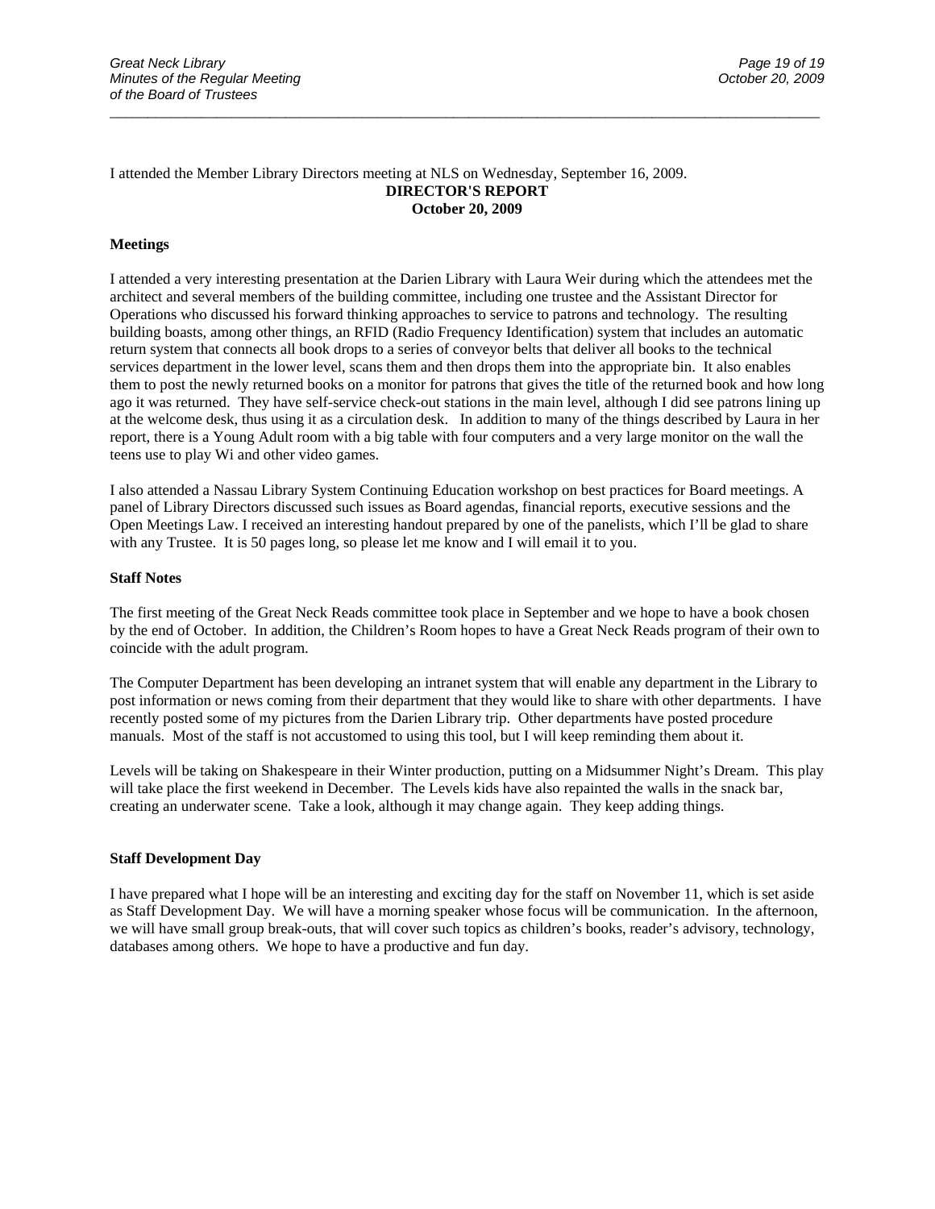I attended the Member Library Directors meeting at NLS on Wednesday, September 16, 2009.

**DIRECTOR'S REPORT**
**October 20, 2009**

**Meetings**

I attended a very interesting presentation at the Darien Library with Laura Weir during which the attendees met the architect and several members of the building committee, including one trustee and the Assistant Director for Operations who discussed his forward thinking approaches to service to patrons and technology. The resulting building boasts, among other things, an RFID (Radio Frequency Identification) system that includes an automatic return system that connects all book drops to a series of conveyor belts that deliver all books to the technical services department in the lower level, scans them and then drops them into the appropriate bin. It also enables them to post the newly returned books on a monitor for patrons that gives the title of the returned book and how long ago it was returned. They have self-service check-out stations in the main level, although I did see patrons lining up at the welcome desk, thus using it as a circulation desk. In addition to many of the things described by Laura in her report, there is a Young Adult room with a big table with four computers and a very large monitor on the wall the teens use to play Wi and other video games.

I also attended a Nassau Library System Continuing Education workshop on best practices for Board meetings. A panel of Library Directors discussed such issues as Board agendas, financial reports, executive sessions and the Open Meetings Law. I received an interesting handout prepared by one of the panelists, which I'll be glad to share with any Trustee. It is 50 pages long, so please let me know and I will email it to you.

**Staff Notes**

The first meeting of the Great Neck Reads committee took place in September and we hope to have a book chosen by the end of October. In addition, the Children's Room hopes to have a Great Neck Reads program of their own to coincide with the adult program.

The Computer Department has been developing an intranet system that will enable any department in the Library to post information or news coming from their department that they would like to share with other departments. I have recently posted some of my pictures from the Darien Library trip. Other departments have posted procedure manuals. Most of the staff is not accustomed to using this tool, but I will keep reminding them about it.

Levels will be taking on Shakespeare in their Winter production, putting on a Midsummer Night's Dream. This play will take place the first weekend in December. The Levels kids have also repainted the walls in the snack bar, creating an underwater scene. Take a look, although it may change again. They keep adding things.

**Staff Development Day**

I have prepared what I hope will be an interesting and exciting day for the staff on November 11, which is set aside as Staff Development Day. We will have a morning speaker whose focus will be communication. In the afternoon, we will have small group break-outs, that will cover such topics as children's books, reader's advisory, technology, databases among others. We hope to have a productive and fun day.